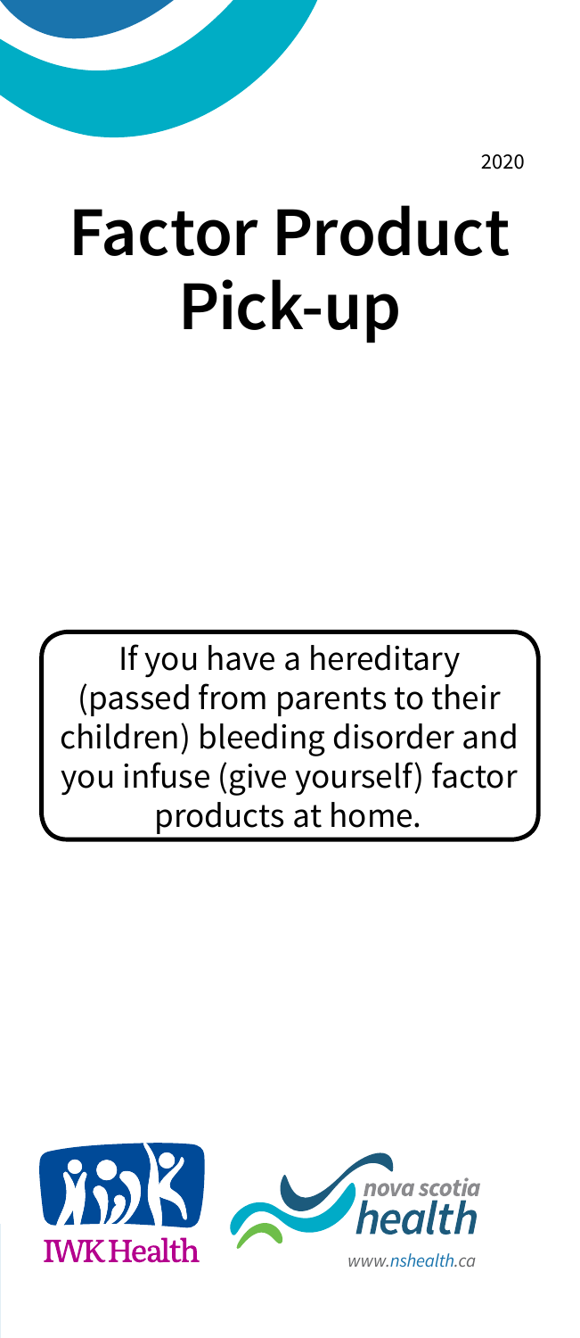2020

# Factor Product Pick-up

If you have a hereditary (passed from parents to their children) bleeding disorder and you infuse (give yourself) factor products at home.

IWK Health

nova scotia health

www.nshealth.ca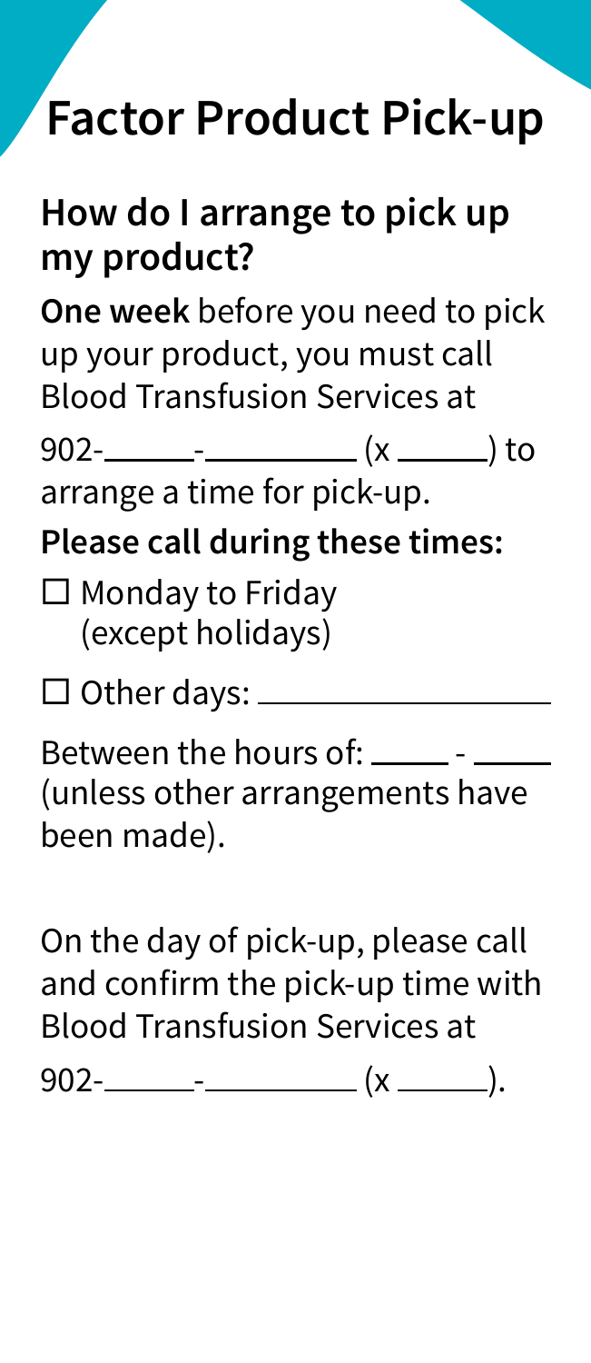# Factor Product Pick-up

## How do I arrange to pick up my product?

**One week** before you need to pick up your product, you must call Blood Transfusion Services at

902-______-__________ (x ______) to arrange a time for pick-up.

**Please call during these times:**

☐ Monday to Friday (except holidays)

☐ Other days: ____________________

Between the hours of: _____ - _____ (unless other arrangements have been made).

On the day of pick-up, please call and confirm the pick-up time with Blood Transfusion Services at

902-______-__________ (x ______).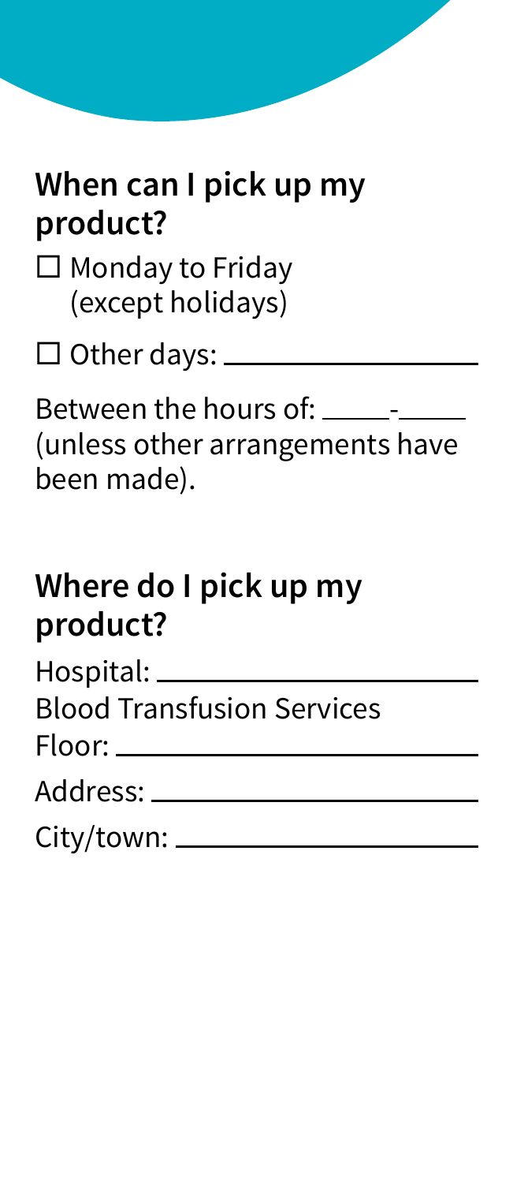## When can I pick up my product?

☐ Monday to Friday (except holidays)

☐ Other days: ________________

Between the hours of: _____-_____ (unless other arrangements have been made).

## Where do I pick up my product?

Hospital: ____________________

Blood Transfusion Services

Floor: ______________________

Address: ____________________

City/town: ___________________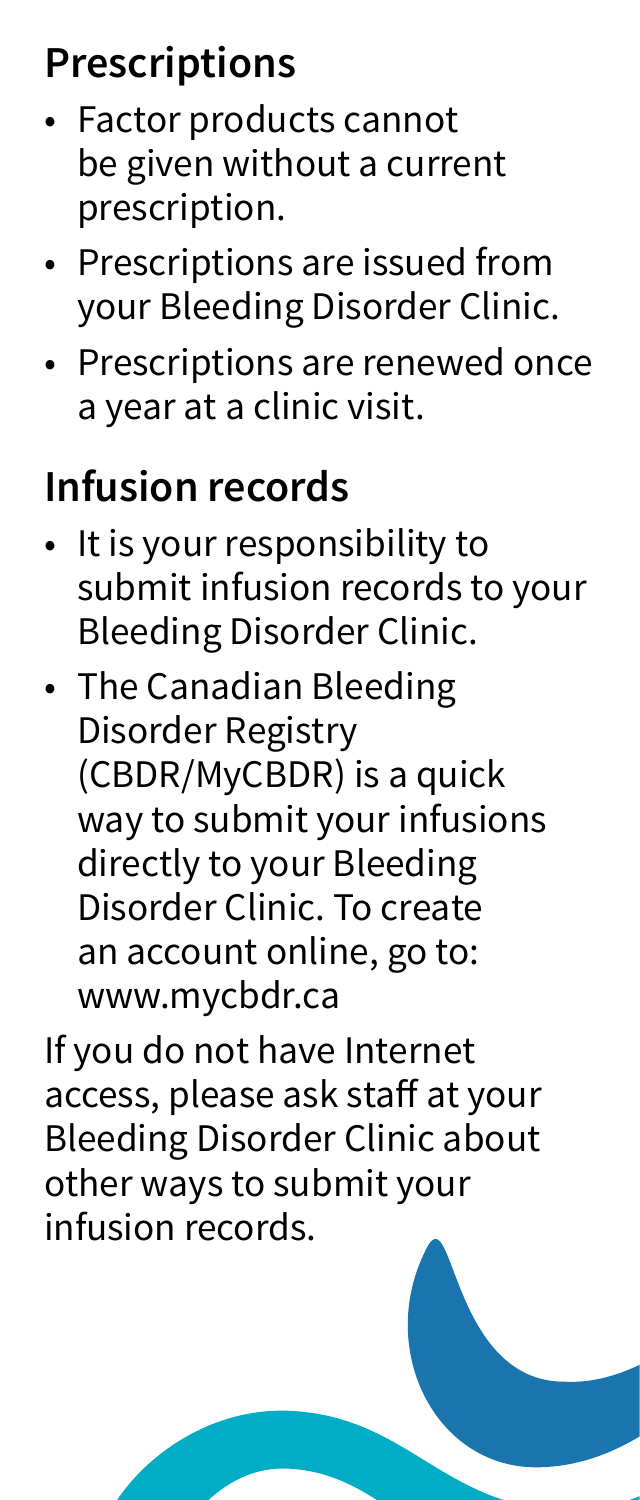## Prescriptions

- Factor products cannot be given without a current prescription.
- Prescriptions are issued from your Bleeding Disorder Clinic.
- Prescriptions are renewed once a year at a clinic visit.

## Infusion records

- It is your responsibility to submit infusion records to your Bleeding Disorder Clinic.
- The Canadian Bleeding Disorder Registry (CBDR/MyCBDR) is a quick way to submit your infusions directly to your Bleeding Disorder Clinic. To create an account online, go to: www.mycbdr.ca

If you do not have Internet access, please ask staff at your Bleeding Disorder Clinic about other ways to submit your infusion records.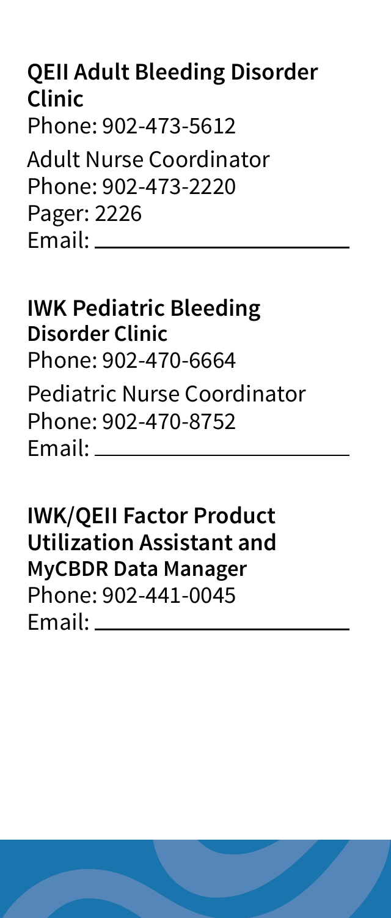**QEII Adult Bleeding Disorder Clinic**
Phone: 902-473-5612

Adult Nurse Coordinator
Phone: 902-473-2220
Pager: 2226
Email: ______________________

**IWK Pediatric Bleeding Disorder Clinic**
Phone: 902-470-6664

Pediatric Nurse Coordinator
Phone: 902-470-8752
Email: ______________________

**IWK/QEII Factor Product Utilization Assistant and MyCBDR Data Manager**
Phone: 902-441-0045
Email: ______________________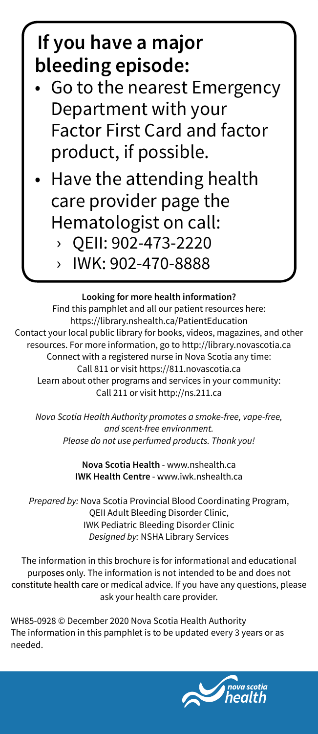## If you have a major bleeding episode:

- Go to the nearest Emergency Department with your Factor First Card and factor product, if possible.
- Have the attending health care provider page the Hematologist on call:
  - QEII: 902-473-2220
  - IWK: 902-470-8888

**Looking for more health information?**

Find this pamphlet and all our patient resources here: https://library.nshealth.ca/PatientEducation

Contact your local public library for books, videos, magazines, and other resources. For more information, go to http://library.novascotia.ca

Connect with a registered nurse in Nova Scotia any time: Call 811 or visit https://811.novascotia.ca

Learn about other programs and services in your community: Call 211 or visit http://ns.211.ca

*Nova Scotia Health Authority promotes a smoke-free, vape-free, and scent-free environment. Please do not use perfumed products. Thank you!*

**Nova Scotia Health** - www.nshealth.ca
**IWK Health Centre** - www.iwk.nshealth.ca

*Prepared by:* Nova Scotia Provincial Blood Coordinating Program, QEII Adult Bleeding Disorder Clinic, IWK Pediatric Bleeding Disorder Clinic
*Designed by:* NSHA Library Services

The information in this brochure is for informational and educational purposes only. The information is not intended to be and does not constitute health care or medical advice. If you have any questions, please ask your health care provider.

WH85-0928 © December 2020 Nova Scotia Health Authority
The information in this pamphlet is to be updated every 3 years or as needed.